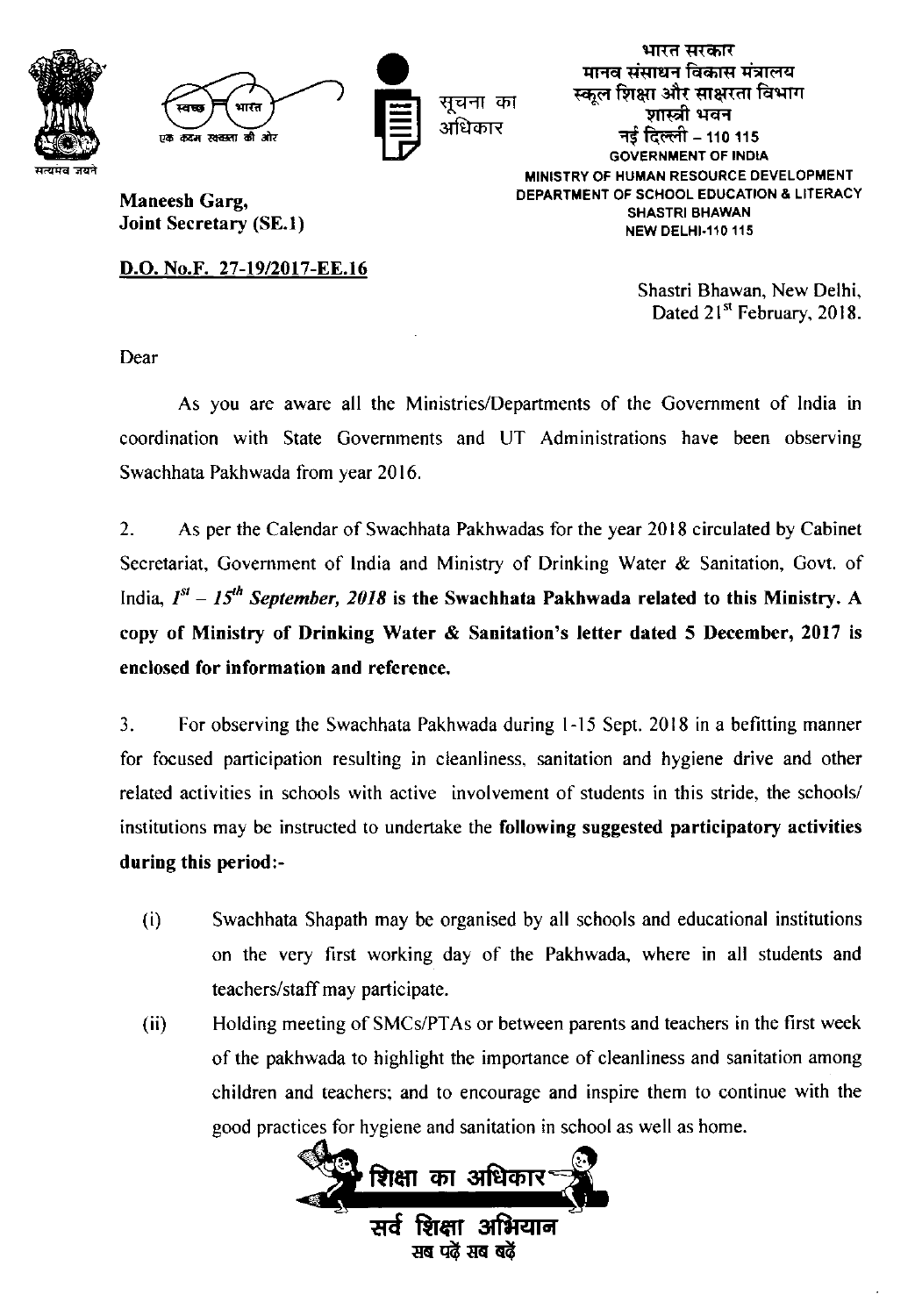सत्यमेव जयते

स्वच्छ भारत
एक कदम स्वच्छता की ओर

सूचना का अधिकार

भारत सरकार
मानव संसाधन विकास मंत्रालय
स्कूल शिक्षा और साक्षरता विभाग
शास्त्री भवन
नई दिल्ली – 110 115
GOVERNMENT OF INDIA
MINISTRY OF HUMAN RESOURCE DEVELOPMENT
DEPARTMENT OF SCHOOL EDUCATION & LITERACY
SHASTRI BHAWAN
NEW DELHI-110 115

**Maneesh Garg,**
**Joint Secretary (SE.1)**

**D.O. No.F. 27-19/2017-EE.16**

Shastri Bhawan, New Delhi,
Dated 21st February, 2018.

Dear

As you are aware all the Ministries/Departments of the Government of India in coordination with State Governments and UT Administrations have been observing Swachhata Pakhwada from year 2016.

2. As per the Calendar of Swachhata Pakhwadas for the year 2018 circulated by Cabinet Secretariat, Government of India and Ministry of Drinking Water & Sanitation, Govt. of India, ***1st – 15th September, 2018*** **is the Swachhata Pakhwada related to this Ministry. A copy of Ministry of Drinking Water & Sanitation's letter dated 5 December, 2017 is enclosed for information and reference.**

3. For observing the Swachhata Pakhwada during 1-15 Sept. 2018 in a befitting manner for focused participation resulting in cleanliness, sanitation and hygiene drive and other related activities in schools with active involvement of students in this stride, the schools/ institutions may be instructed to undertake the **following suggested participatory activities during this period:-**

(i) Swachhata Shapath may be organised by all schools and educational institutions on the very first working day of the Pakhwada, where in all students and teachers/staff may participate.

(ii) Holding meeting of SMCs/PTAs or between parents and teachers in the first week of the pakhwada to highlight the importance of cleanliness and sanitation among children and teachers; and to encourage and inspire them to continue with the good practices for hygiene and sanitation in school as well as home.

शिक्षा का अधिकार
सर्व शिक्षा अभियान
सब पढ़ें सब बढ़ें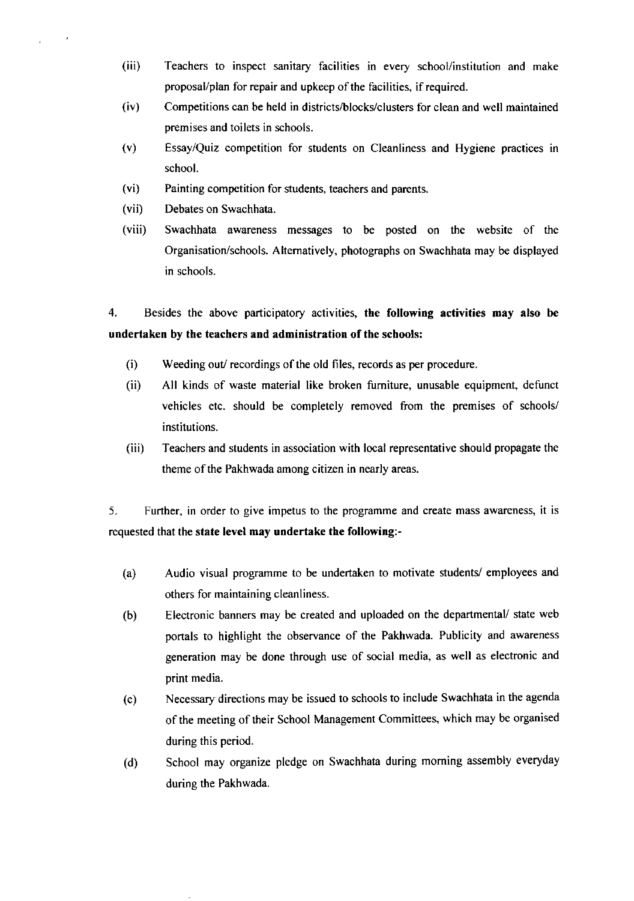(iii) Teachers to inspect sanitary facilities in every school/institution and make proposal/plan for repair and upkeep of the facilities, if required.

(iv) Competitions can be held in districts/blocks/clusters for clean and well maintained premises and toilets in schools.

(v) Essay/Quiz competition for students on Cleanliness and Hygiene practices in school.

(vi) Painting competition for students, teachers and parents.

(vii) Debates on Swachhata.

(viii) Swachhata awareness messages to be posted on the website of the Organisation/schools. Alternatively, photographs on Swachhata may be displayed in schools.

4. Besides the above participatory activities, **the following activities may also be undertaken by the teachers and administration of the schools:**

(i) Weeding out/ recordings of the old files, records as per procedure.

(ii) All kinds of waste material like broken furniture, unusable equipment, defunct vehicles etc. should be completely removed from the premises of schools/ institutions.

(iii) Teachers and students in association with local representative should propagate the theme of the Pakhwada among citizen in nearly areas.

5. Further, in order to give impetus to the programme and create mass awareness, it is requested that the **state level may undertake the following:-**

(a) Audio visual programme to be undertaken to motivate students/ employees and others for maintaining cleanliness.

(b) Electronic banners may be created and uploaded on the departmental/ state web portals to highlight the observance of the Pakhwada. Publicity and awareness generation may be done through use of social media, as well as electronic and print media.

(c) Necessary directions may be issued to schools to include Swachhata in the agenda of the meeting of their School Management Committees, which may be organised during this period.

(d) School may organize pledge on Swachhata during morning assembly everyday during the Pakhwada.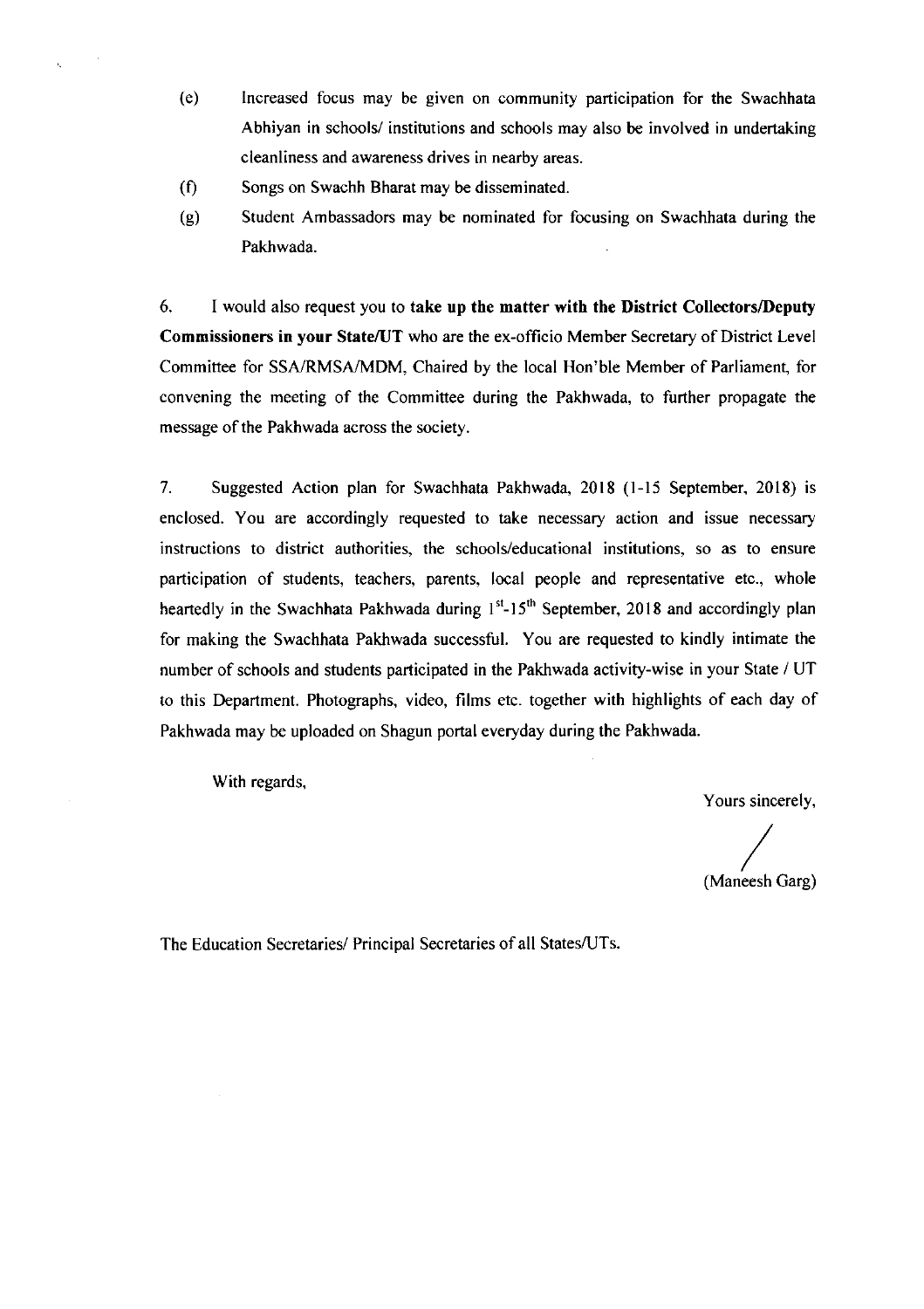(e) Increased focus may be given on community participation for the Swachhata Abhiyan in schools/ institutions and schools may also be involved in undertaking cleanliness and awareness drives in nearby areas.

(f) Songs on Swachh Bharat may be disseminated.

(g) Student Ambassadors may be nominated for focusing on Swachhata during the Pakhwada.

6. I would also request you to **take up the matter with the District Collectors/Deputy Commissioners in your State/UT** who are the ex-officio Member Secretary of District Level Committee for SSA/RMSA/MDM, Chaired by the local Hon'ble Member of Parliament, for convening the meeting of the Committee during the Pakhwada, to further propagate the message of the Pakhwada across the society.

7. Suggested Action plan for Swachhata Pakhwada, 2018 (1-15 September, 2018) is enclosed. You are accordingly requested to take necessary action and issue necessary instructions to district authorities, the schools/educational institutions, so as to ensure participation of students, teachers, parents, local people and representative etc., whole heartedly in the Swachhata Pakhwada during 1st-15th September, 2018 and accordingly plan for making the Swachhata Pakhwada successful. You are requested to kindly intimate the number of schools and students participated in the Pakhwada activity-wise in your State / UT to this Department. Photographs, video, films etc. together with highlights of each day of Pakhwada may be uploaded on Shagun portal everyday during the Pakhwada.

With regards,

Yours sincerely,

/

(Maneesh Garg)

The Education Secretaries/ Principal Secretaries of all States/UTs.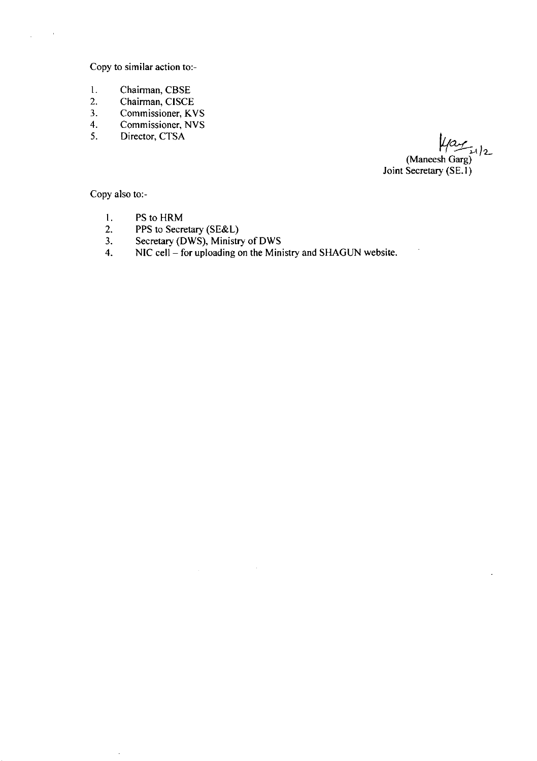Copy to similar action to:-

1. Chairman, CBSE
2. Chairman, CISCE
3. Commissioner, KVS
4. Commissioner, NVS
5. Director, CTSA

(Maneesh Garg)
Joint Secretary (SE.1)

Copy also to:-

1. PS to HRM
2. PPS to Secretary (SE&L)
3. Secretary (DWS), Ministry of DWS
4. NIC cell – for uploading on the Ministry and SHAGUN website.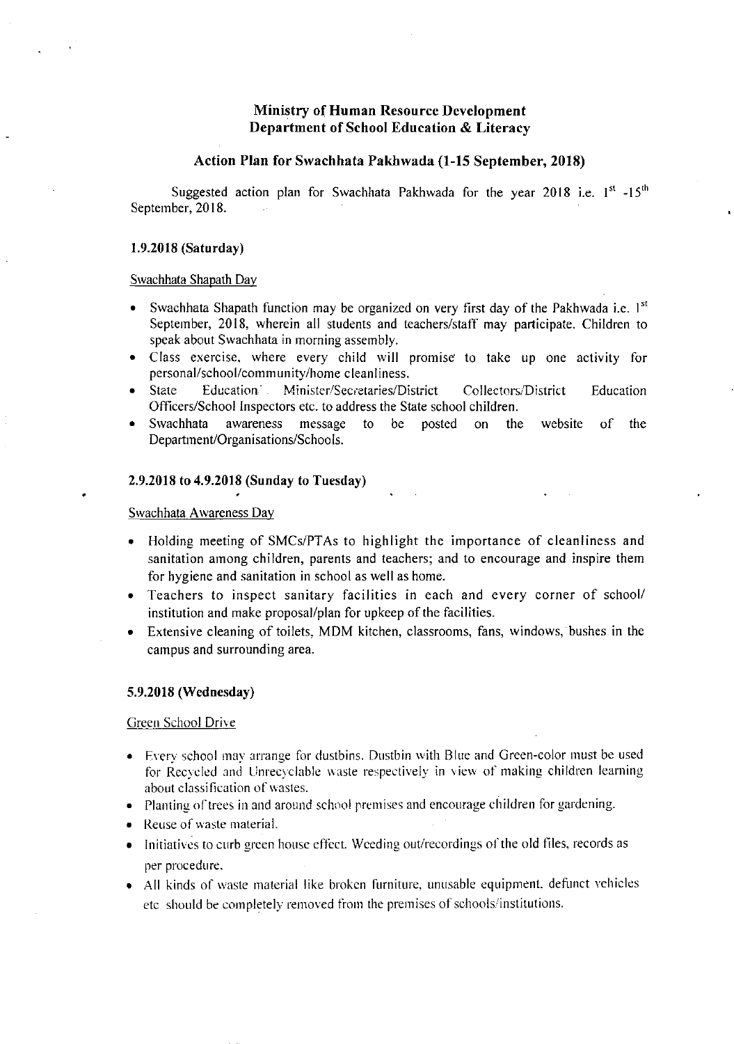# Ministry of Human Resource Development
# Department of School Education & Literacy

## Action Plan for Swachhata Pakhwada (1-15 September, 2018)

Suggested action plan for Swachhata Pakhwada for the year 2018 i.e. 1st -15th September, 2018.

### 1.9.2018 (Saturday)

Swachhata Shapath Day

- Swachhata Shapath function may be organized on very first day of the Pakhwada i.e. 1st September, 2018, wherein all students and teachers/staff may participate. Children to speak about Swachhata in morning assembly.
- Class exercise, where every child will promise to take up one activity for personal/school/community/home cleanliness.
- State Education Minister/Secretaries/District Collectors/District Education Officers/School Inspectors etc. to address the State school children.
- Swachhata awareness message to be posted on the website of the Department/Organisations/Schools.

### 2.9.2018 to 4.9.2018 (Sunday to Tuesday)

Swachhata Awareness Day

- Holding meeting of SMCs/PTAs to highlight the importance of cleanliness and sanitation among children, parents and teachers; and to encourage and inspire them for hygiene and sanitation in school as well as home.
- Teachers to inspect sanitary facilities in each and every corner of school/ institution and make proposal/plan for upkeep of the facilities.
- Extensive cleaning of toilets, MDM kitchen, classrooms, fans, windows, bushes in the campus and surrounding area.

### 5.9.2018 (Wednesday)

Green School Drive

- Every school may arrange for dustbins. Dustbin with Blue and Green-color must be used for Recycled and Unrecyclable waste respectively in view of making children learning about classification of wastes.
- Planting of trees in and around school premises and encourage children for gardening.
- Reuse of waste material.
- Initiatives to curb green house effect. Weeding out/recordings of the old files, records as per procedure.
- All kinds of waste material like broken furniture, unusable equipment, defunct vehicles etc should be completely removed from the premises of schools/institutions.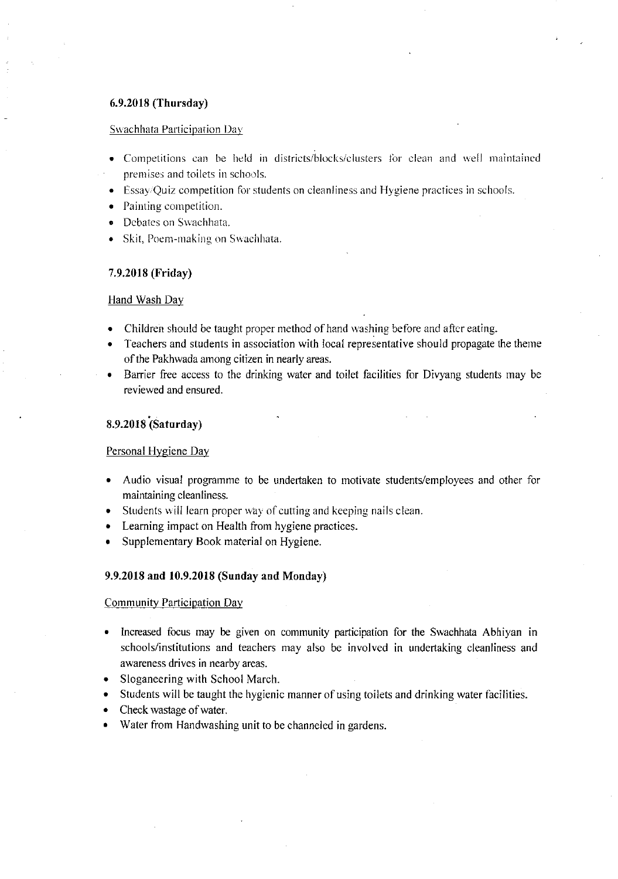**6.9.2018 (Thursday)**

Swachhata Participation Day

- Competitions can be held in districts/blocks/clusters for clean and well maintained premises and toilets in schools.
- Essay/Quiz competition for students on cleanliness and Hygiene practices in schools.
- Painting competition.
- Debates on Swachhata.
- Skit, Poem-making on Swachhata.

**7.9.2018 (Friday)**

Hand Wash Day

- Children should be taught proper method of hand washing before and after eating.
- Teachers and students in association with local representative should propagate the theme of the Pakhwada among citizen in nearly areas.
- Barrier free access to the drinking water and toilet facilities for Divyang students may be reviewed and ensured.

**8.9.2018 (Saturday)**

Personal Hygiene Day

- Audio visual programme to be undertaken to motivate students/employees and other for maintaining cleanliness.
- Students will learn proper way of cutting and keeping nails clean.
- Learning impact on Health from hygiene practices.
- Supplementary Book material on Hygiene.

**9.9.2018 and 10.9.2018 (Sunday and Monday)**

Community Participation Day

- Increased focus may be given on community participation for the Swachhata Abhiyan in schools/institutions and teachers may also be involved in undertaking cleanliness and awareness drives in nearby areas.
- Sloganeering with School March.
- Students will be taught the hygienic manner of using toilets and drinking water facilities.
- Check wastage of water.
- Water from Handwashing unit to be channeled in gardens.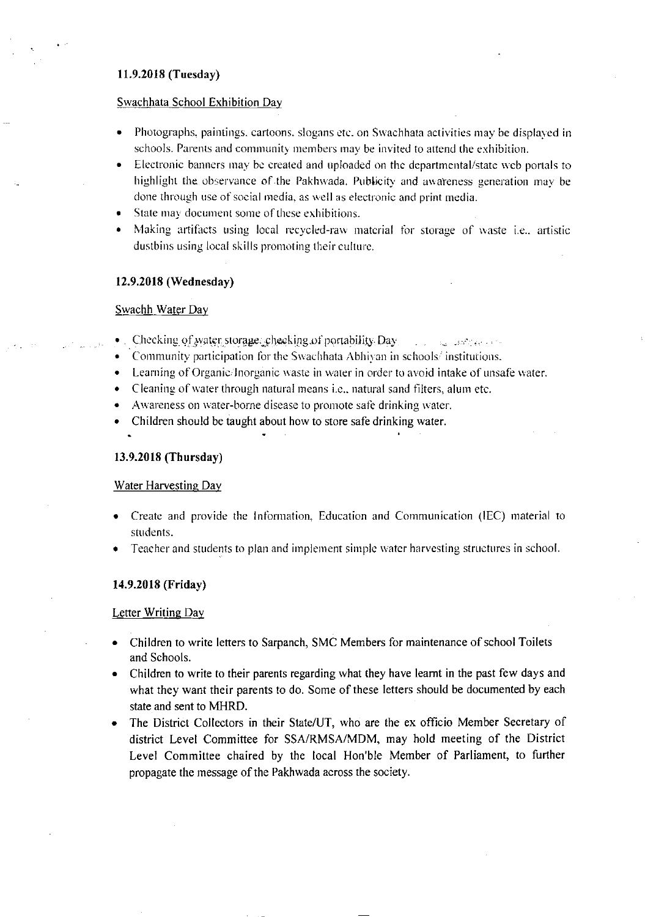### 11.9.2018 (Tuesday)

Swachhata School Exhibition Day

- Photographs, paintings, cartoons, slogans etc. on Swachhata activities may be displayed in schools. Parents and community members may be invited to attend the exhibition.
- Electronic banners may be created and uploaded on the departmental/state web portals to highlight the observance of the Pakhwada. Publicity and awareness generation may be done through use of social media, as well as electronic and print media.
- State may document some of these exhibitions.
- Making artifacts using local recycled-raw material for storage of waste i.e., artistic dustbins using local skills promoting their culture.

### 12.9.2018 (Wednesday)

Swachh Water Day

- Checking of water storage, checking of portability Day
- Community participation for the Swachhata Abhiyan in schools/ institutions.
- Learning of Organic/Inorganic waste in water in order to avoid intake of unsafe water.
- Cleaning of water through natural means i.e., natural sand filters, alum etc.
- Awareness on water-borne disease to promote safe drinking water.
- Children should be taught about how to store safe drinking water.

### 13.9.2018 (Thursday)

Water Harvesting Day

- Create and provide the Information, Education and Communication (IEC) material to students.
- Teacher and students to plan and implement simple water harvesting structures in school.

### 14.9.2018 (Friday)

Letter Writing Day

- Children to write letters to Sarpanch, SMC Members for maintenance of school Toilets and Schools.
- Children to write to their parents regarding what they have learnt in the past few days and what they want their parents to do. Some of these letters should be documented by each state and sent to MHRD.
- The District Collectors in their State/UT, who are the ex officio Member Secretary of district Level Committee for SSA/RMSA/MDM, may hold meeting of the District Level Committee chaired by the local Hon'ble Member of Parliament, to further propagate the message of the Pakhwada across the society.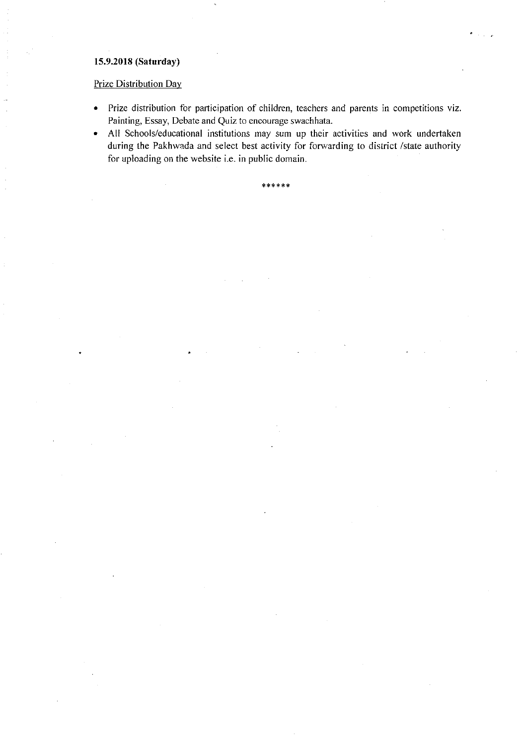**15.9.2018 (Saturday)**

Prize Distribution Day

- Prize distribution for participation of children, teachers and parents in competitions viz. Painting, Essay, Debate and Quiz to encourage swachhata.
- All Schools/educational institutions may sum up their activities and work undertaken during the Pakhwada and select best activity for forwarding to district /state authority for uploading on the website i.e. in public domain.

******